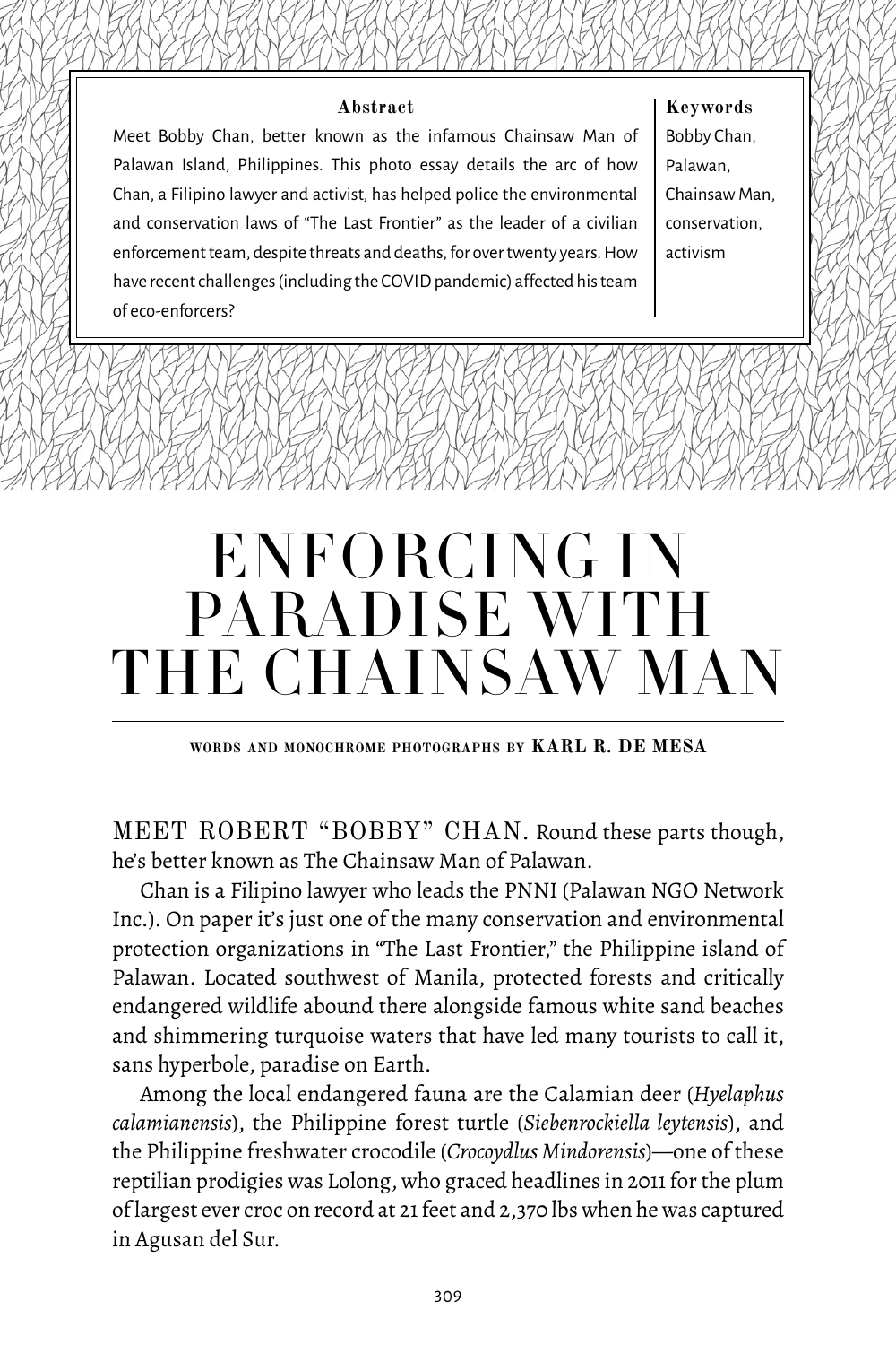**Abstract**

Meet Bobby Chan, better known as the infamous Chainsaw Man of Palawan Island, Philippines. This photo essay details the arc of how Chan, a Filipino lawyer and activist, has helped police the environmental and conservation laws of "The Last Frontier" as the leader of a civilian enforcement team, despite threats and deaths, for over twenty years. How have recent challenges (including the COVID pandemic) affected his team of eco-enforcers?

**Keywords**

Bobby Chan, Palawan, Chainsaw Man, conservation, activism

# ENFORCING IN PARADISE WITH THE CHAINSAW MAN

WORDS AND MONOCHROME PHOTOGRAPHS BY **KARL R. DE MESA**

MEET ROBERT "BOBBY" CHAN. Round these parts though, he's better known as The Chainsaw Man of Palawan.

Chan is a Filipino lawyer who leads the PNNI (Palawan NGO Network Inc.). On paper it's just one of the many conservation and environmental protection organizations in "The Last Frontier," the Philippine island of Palawan. Located southwest of Manila, protected forests and critically endangered wildlife abound there alongside famous white sand beaches and shimmering turquoise waters that have led many tourists to call it, sans hyperbole, paradise on Earth.

Among the local endangered fauna are the Calamian deer (*Hyelaphus calamianensis*), the Philippine forest turtle (*Siebenrockiella leytensis*), and the Philippine freshwater crocodile (*Crocoydlus Mindorensis*)—one of these reptilian prodigies was Lolong, who graced headlines in 2011 for the plum of largest ever croc on record at 21 feet and 2,370 lbs when he was captured in Agusan del Sur.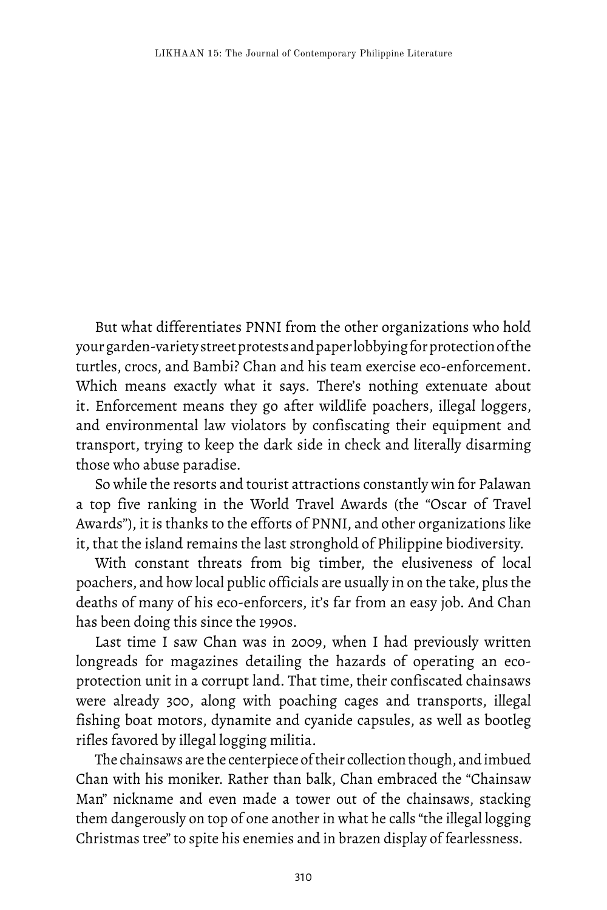But what differentiates PNNI from the other organizations who hold your garden-variety street protests and paper lobbying for protection of the turtles, crocs, and Bambi? Chan and his team exercise eco-enforcement. Which means exactly what it says. There's nothing extenuate about it. Enforcement means they go after wildlife poachers, illegal loggers, and environmental law violators by confiscating their equipment and transport, trying to keep the dark side in check and literally disarming those who abuse paradise.

So while the resorts and tourist attractions constantly win for Palawan a top five ranking in the World Travel Awards (the "Oscar of Travel Awards"), it is thanks to the efforts of PNNI, and other organizations like it, that the island remains the last stronghold of Philippine biodiversity.

With constant threats from big timber, the elusiveness of local poachers, and how local public officials are usually in on the take, plus the deaths of many of his eco-enforcers, it's far from an easy job. And Chan has been doing this since the 1990s.

Last time I saw Chan was in 2009, when I had previously written longreads for magazines detailing the hazards of operating an eco-protection unit in a corrupt land. That time, their confiscated chainsaws were already 300, along with poaching cages and transports, illegal fishing boat motors, dynamite and cyanide capsules, as well as bootleg rifles favored by illegal logging militia.

The chainsaws are the centerpiece of their collection though, and imbued Chan with his moniker. Rather than balk, Chan embraced the "Chainsaw Man" nickname and even made a tower out of the chainsaws, stacking them dangerously on top of one another in what he calls "the illegal logging Christmas tree" to spite his enemies and in brazen display of fearlessness.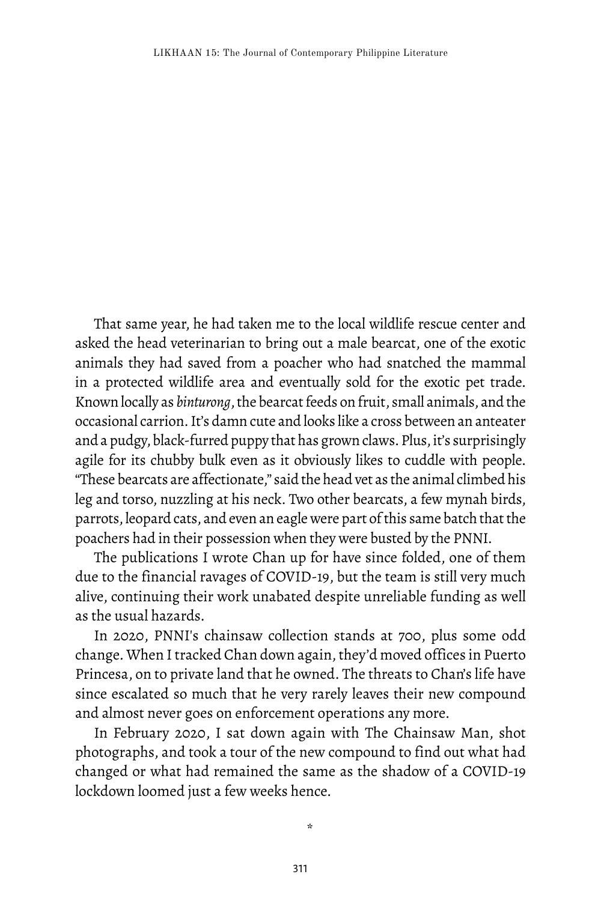That same year, he had taken me to the local wildlife rescue center and asked the head veterinarian to bring out a male bearcat, one of the exotic animals they had saved from a poacher who had snatched the mammal in a protected wildlife area and eventually sold for the exotic pet trade. Known locally as *binturong*, the bearcat feeds on fruit, small animals, and the occasional carrion. It's damn cute and looks like a cross between an anteater and a pudgy, black-furred puppy that has grown claws. Plus, it's surprisingly agile for its chubby bulk even as it obviously likes to cuddle with people. "These bearcats are affectionate," said the head vet as the animal climbed his leg and torso, nuzzling at his neck. Two other bearcats, a few mynah birds, parrots, leopard cats, and even an eagle were part of this same batch that the poachers had in their possession when they were busted by the PNNI.

The publications I wrote Chan up for have since folded, one of them due to the financial ravages of COVID-19, but the team is still very much alive, continuing their work unabated despite unreliable funding as well as the usual hazards.

In 2020, PNNI's chainsaw collection stands at 700, plus some odd change. When I tracked Chan down again, they'd moved offices in Puerto Princesa, on to private land that he owned. The threats to Chan's life have since escalated so much that he very rarely leaves their new compound and almost never goes on enforcement operations any more.

In February 2020, I sat down again with The Chainsaw Man, shot photographs, and took a tour of the new compound to find out what had changed or what had remained the same as the shadow of a COVID-19 lockdown loomed just a few weeks hence.

*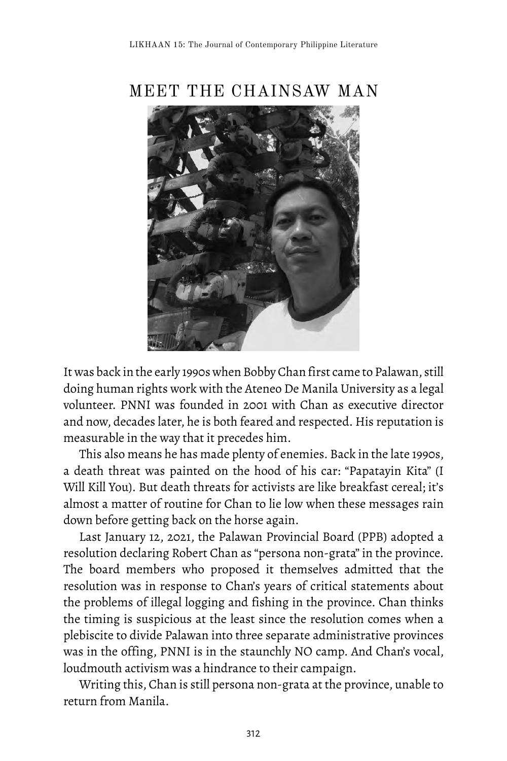# MEET THE CHAINSAW MAN

It was back in the early 1990s when Bobby Chan first came to Palawan, still doing human rights work with the Ateneo De Manila University as a legal volunteer. PNNI was founded in 2001 with Chan as executive director and now, decades later, he is both feared and respected. His reputation is measurable in the way that it precedes him.

This also means he has made plenty of enemies. Back in the late 1990s, a death threat was painted on the hood of his car: "Papatayin Kita" (I Will Kill You). But death threats for activists are like breakfast cereal; it's almost a matter of routine for Chan to lie low when these messages rain down before getting back on the horse again.

Last January 12, 2021, the Palawan Provincial Board (PPB) adopted a resolution declaring Robert Chan as "persona non-grata" in the province. The board members who proposed it themselves admitted that the resolution was in response to Chan's years of critical statements about the problems of illegal logging and fishing in the province. Chan thinks the timing is suspicious at the least since the resolution comes when a plebiscite to divide Palawan into three separate administrative provinces was in the offing, PNNI is in the staunchly NO camp. And Chan's vocal, loudmouth activism was a hindrance to their campaign.

Writing this, Chan is still persona non-grata at the province, unable to return from Manila.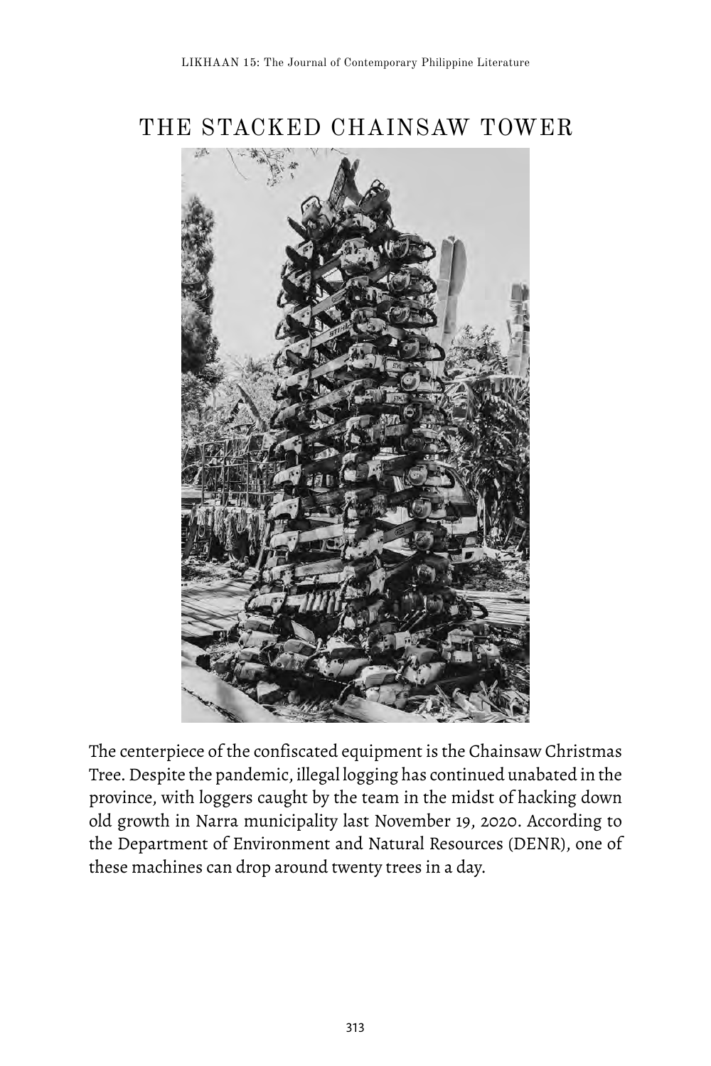# THE STACKED CHAINSAW TOWER

The centerpiece of the confiscated equipment is the Chainsaw Christmas Tree. Despite the pandemic, illegal logging has continued unabated in the province, with loggers caught by the team in the midst of hacking down old growth in Narra municipality last November 19, 2020. According to the Department of Environment and Natural Resources (DENR), one of these machines can drop around twenty trees in a day.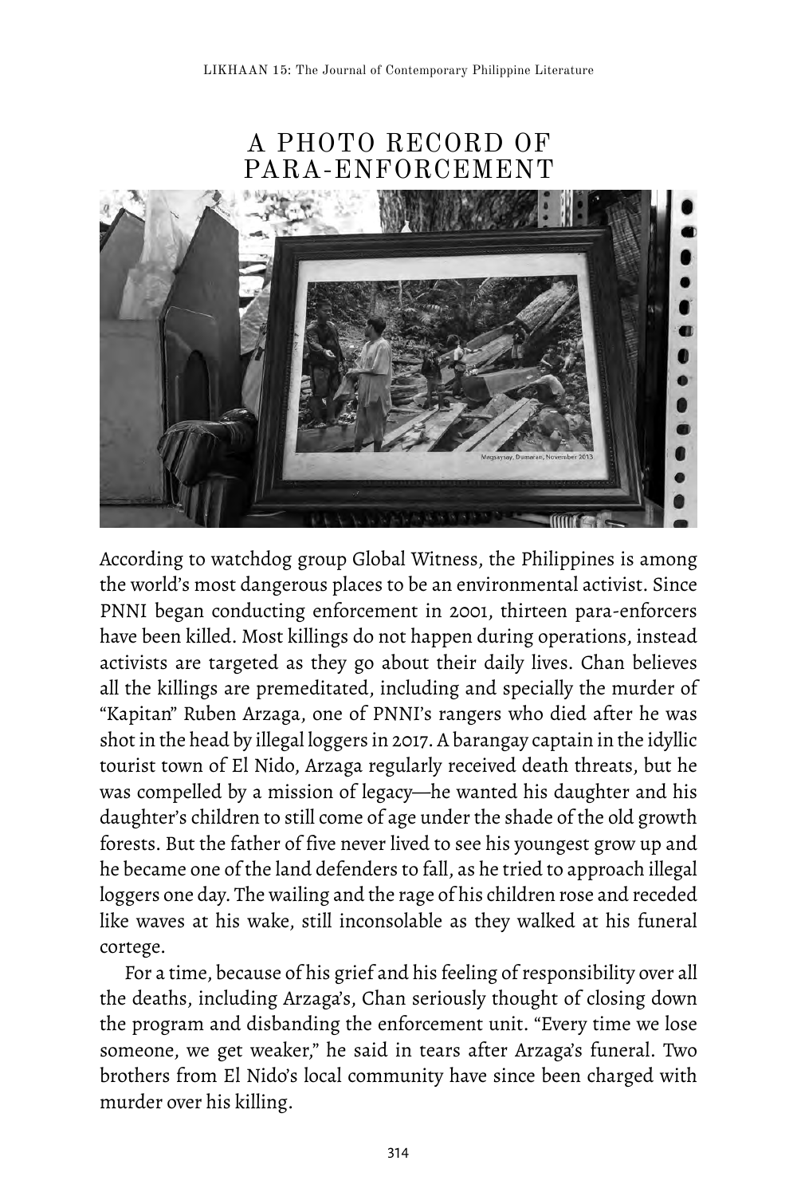# A PHOTO RECORD OF PARA-ENFORCEMENT

According to watchdog group Global Witness, the Philippines is among the world's most dangerous places to be an environmental activist. Since PNNI began conducting enforcement in 2001, thirteen para-enforcers have been killed. Most killings do not happen during operations, instead activists are targeted as they go about their daily lives. Chan believes all the killings are premeditated, including and specially the murder of "Kapitan" Ruben Arzaga, one of PNNI's rangers who died after he was shot in the head by illegal loggers in 2017. A barangay captain in the idyllic tourist town of El Nido, Arzaga regularly received death threats, but he was compelled by a mission of legacy—he wanted his daughter and his daughter's children to still come of age under the shade of the old growth forests. But the father of five never lived to see his youngest grow up and he became one of the land defenders to fall, as he tried to approach illegal loggers one day. The wailing and the rage of his children rose and receded like waves at his wake, still inconsolable as they walked at his funeral cortege.

For a time, because of his grief and his feeling of responsibility over all the deaths, including Arzaga's, Chan seriously thought of closing down the program and disbanding the enforcement unit. "Every time we lose someone, we get weaker," he said in tears after Arzaga's funeral. Two brothers from El Nido's local community have since been charged with murder over his killing.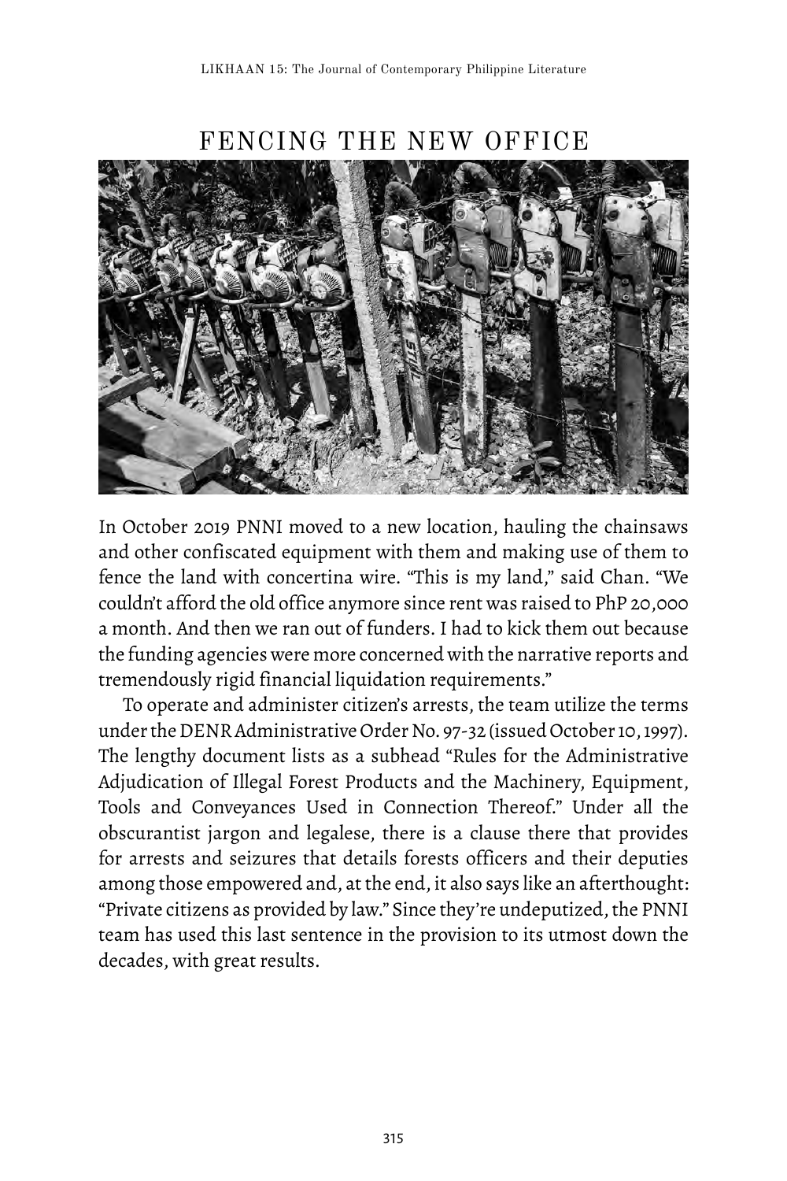## FENCING THE NEW OFFICE

In October 2019 PNNI moved to a new location, hauling the chainsaws and other confiscated equipment with them and making use of them to fence the land with concertina wire. "This is my land," said Chan. "We couldn't afford the old office anymore since rent was raised to PhP 20,000 a month. And then we ran out of funders. I had to kick them out because the funding agencies were more concerned with the narrative reports and tremendously rigid financial liquidation requirements."

To operate and administer citizen's arrests, the team utilize the terms under the DENR Administrative Order No. 97-32 (issued October 10, 1997). The lengthy document lists as a subhead "Rules for the Administrative Adjudication of Illegal Forest Products and the Machinery, Equipment, Tools and Conveyances Used in Connection Thereof." Under all the obscurantist jargon and legalese, there is a clause there that provides for arrests and seizures that details forests officers and their deputies among those empowered and, at the end, it also says like an afterthought: "Private citizens as provided by law." Since they're undeputized, the PNNI team has used this last sentence in the provision to its utmost down the decades, with great results.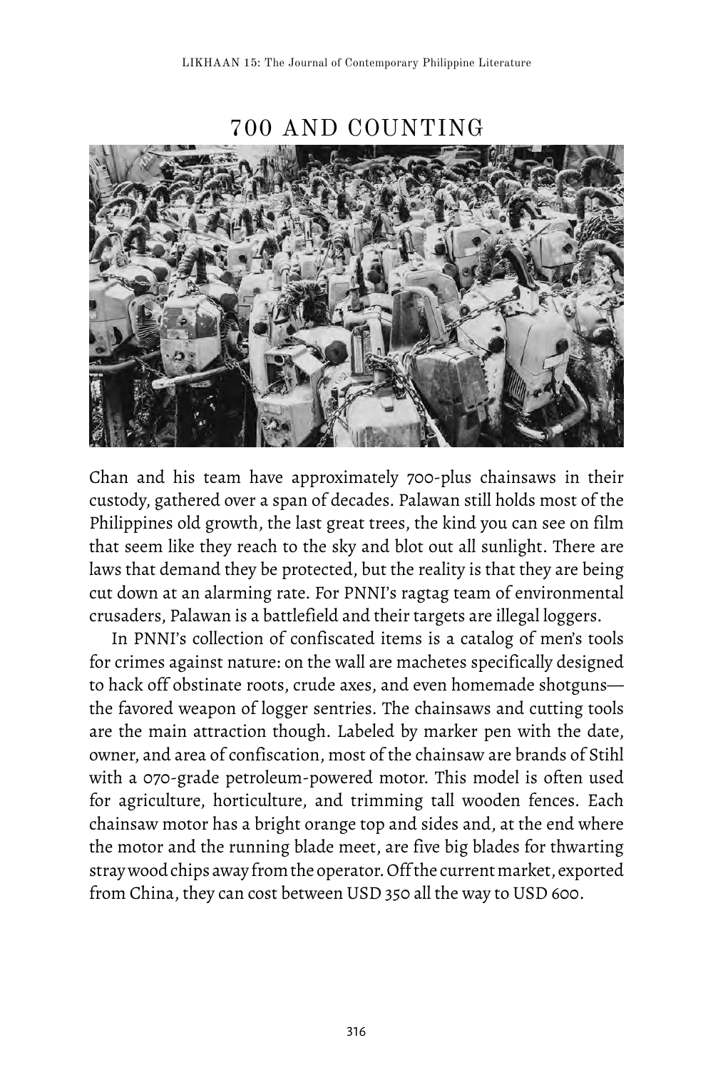## 700 AND COUNTING

Chan and his team have approximately 700-plus chainsaws in their custody, gathered over a span of decades. Palawan still holds most of the Philippines old growth, the last great trees, the kind you can see on film that seem like they reach to the sky and blot out all sunlight. There are laws that demand they be protected, but the reality is that they are being cut down at an alarming rate. For PNNI's ragtag team of environmental crusaders, Palawan is a battlefield and their targets are illegal loggers.

In PNNI's collection of confiscated items is a catalog of men's tools for crimes against nature: on the wall are machetes specifically designed to hack off obstinate roots, crude axes, and even homemade shotguns—the favored weapon of logger sentries. The chainsaws and cutting tools are the main attraction though. Labeled by marker pen with the date, owner, and area of confiscation, most of the chainsaw are brands of Stihl with a 070-grade petroleum-powered motor. This model is often used for agriculture, horticulture, and trimming tall wooden fences. Each chainsaw motor has a bright orange top and sides and, at the end where the motor and the running blade meet, are five big blades for thwarting stray wood chips away from the operator. Off the current market, exported from China, they can cost between USD 350 all the way to USD 600.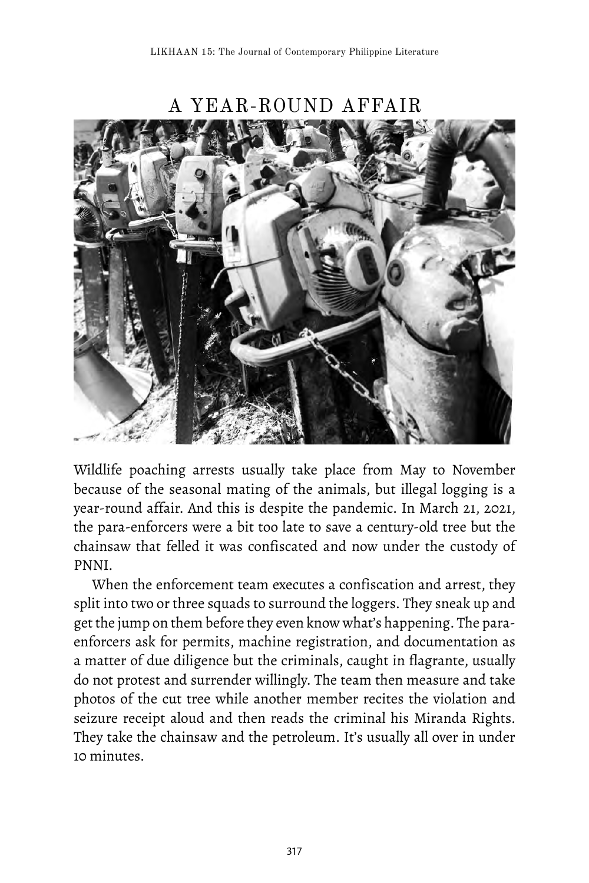## A YEAR-ROUND AFFAIR

Wildlife poaching arrests usually take place from May to November because of the seasonal mating of the animals, but illegal logging is a year-round affair. And this is despite the pandemic. In March 21, 2021, the para-enforcers were a bit too late to save a century-old tree but the chainsaw that felled it was confiscated and now under the custody of PNNI.

When the enforcement team executes a confiscation and arrest, they split into two or three squads to surround the loggers. They sneak up and get the jump on them before they even know what's happening. The para-enforcers ask for permits, machine registration, and documentation as a matter of due diligence but the criminals, caught in flagrante, usually do not protest and surrender willingly. The team then measure and take photos of the cut tree while another member recites the violation and seizure receipt aloud and then reads the criminal his Miranda Rights. They take the chainsaw and the petroleum. It's usually all over in under 10 minutes.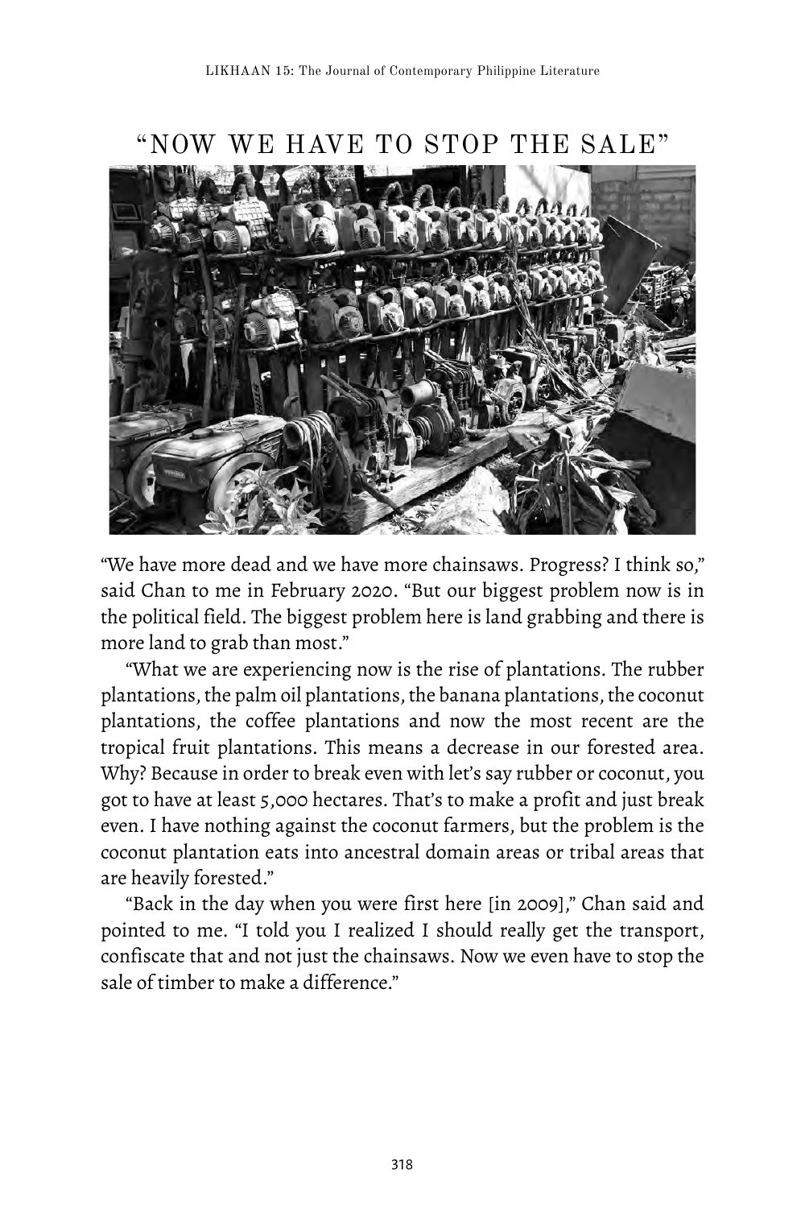# "NOW WE HAVE TO STOP THE SALE"

"We have more dead and we have more chainsaws. Progress? I think so," said Chan to me in February 2020. "But our biggest problem now is in the political field. The biggest problem here is land grabbing and there is more land to grab than most."

"What we are experiencing now is the rise of plantations. The rubber plantations, the palm oil plantations, the banana plantations, the coconut plantations, the coffee plantations and now the most recent are the tropical fruit plantations. This means a decrease in our forested area. Why? Because in order to break even with let's say rubber or coconut, you got to have at least 5,000 hectares. That's to make a profit and just break even. I have nothing against the coconut farmers, but the problem is the coconut plantation eats into ancestral domain areas or tribal areas that are heavily forested."

"Back in the day when you were first here [in 2009]," Chan said and pointed to me. "I told you I realized I should really get the transport, confiscate that and not just the chainsaws. Now we even have to stop the sale of timber to make a difference."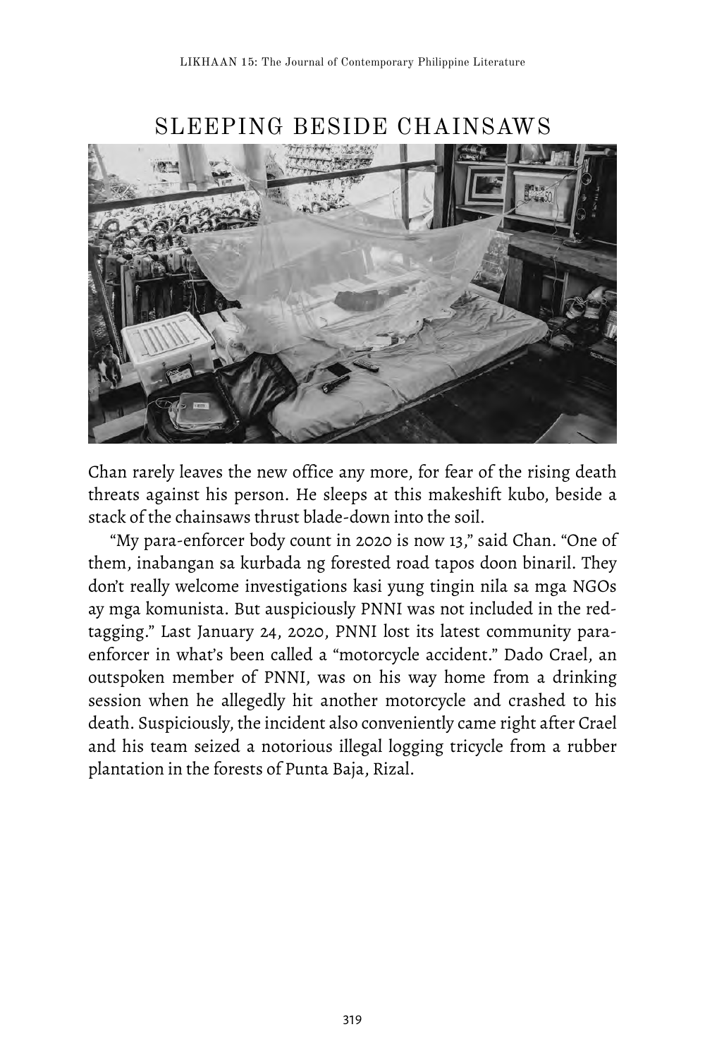## SLEEPING BESIDE CHAINSAWS

Chan rarely leaves the new office any more, for fear of the rising death threats against his person. He sleeps at this makeshift kubo, beside a stack of the chainsaws thrust blade-down into the soil.

"My para-enforcer body count in 2020 is now 13," said Chan. "One of them, inabangan sa kurbada ng forested road tapos doon binaril. They don't really welcome investigations kasi yung tingin nila sa mga NGOs ay mga komunista. But auspiciously PNNI was not included in the red-tagging." Last January 24, 2020, PNNI lost its latest community para-enforcer in what's been called a "motorcycle accident." Dado Crael, an outspoken member of PNNI, was on his way home from a drinking session when he allegedly hit another motorcycle and crashed to his death. Suspiciously, the incident also conveniently came right after Crael and his team seized a notorious illegal logging tricycle from a rubber plantation in the forests of Punta Baja, Rizal.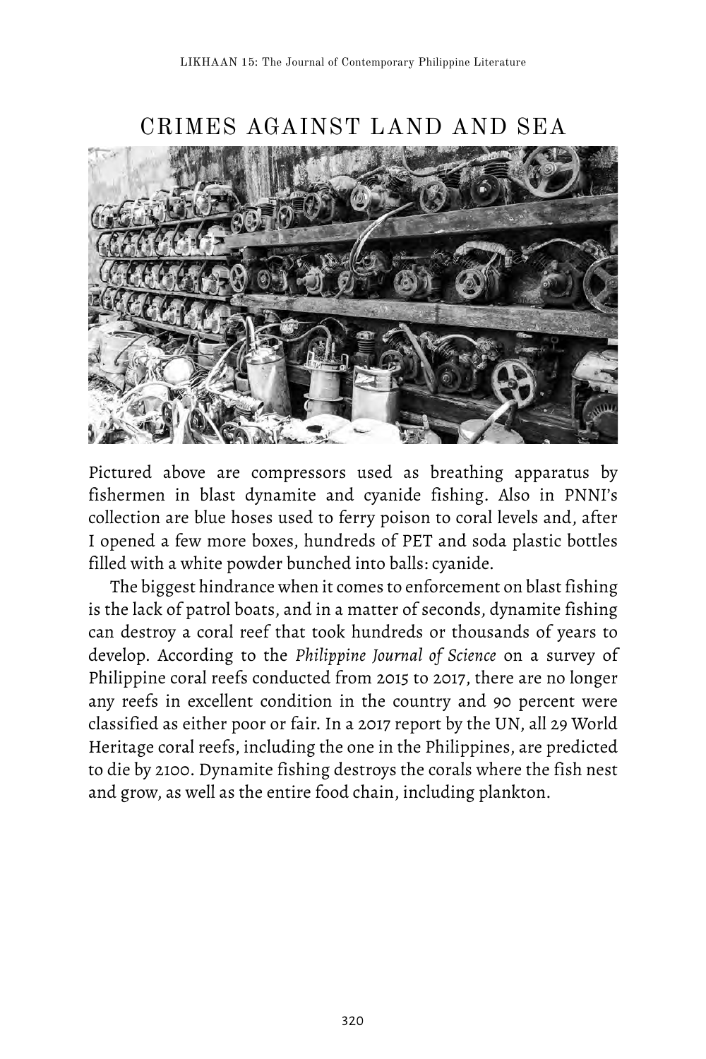# CRIMES AGAINST LAND AND SEA

Pictured above are compressors used as breathing apparatus by fishermen in blast dynamite and cyanide fishing. Also in PNNI's collection are blue hoses used to ferry poison to coral levels and, after I opened a few more boxes, hundreds of PET and soda plastic bottles filled with a white powder bunched into balls: cyanide.

The biggest hindrance when it comes to enforcement on blast fishing is the lack of patrol boats, and in a matter of seconds, dynamite fishing can destroy a coral reef that took hundreds or thousands of years to develop. According to the *Philippine Journal of Science* on a survey of Philippine coral reefs conducted from 2015 to 2017, there are no longer any reefs in excellent condition in the country and 90 percent were classified as either poor or fair. In a 2017 report by the UN, all 29 World Heritage coral reefs, including the one in the Philippines, are predicted to die by 2100. Dynamite fishing destroys the corals where the fish nest and grow, as well as the entire food chain, including plankton.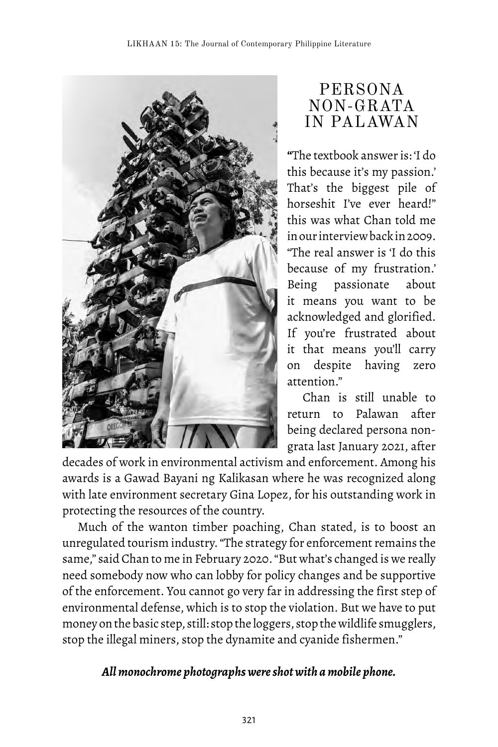# PERSONA NON-GRATA IN PALAWAN

"The textbook answer is: 'I do this because it's my passion.' That's the biggest pile of horseshit I've ever heard!" this was what Chan told me in our interview back in 2009. "The real answer is 'I do this because of my frustration.' Being passionate about it means you want to be acknowledged and glorified. If you're frustrated about it that means you'll carry on despite having zero attention."

Chan is still unable to return to Palawan after being declared persona non-grata last January 2021, after decades of work in environmental activism and enforcement. Among his awards is a Gawad Bayani ng Kalikasan where he was recognized along with late environment secretary Gina Lopez, for his outstanding work in protecting the resources of the country.

Much of the wanton timber poaching, Chan stated, is to boost an unregulated tourism industry. "The strategy for enforcement remains the same," said Chan to me in February 2020. "But what's changed is we really need somebody now who can lobby for policy changes and be supportive of the enforcement. You cannot go very far in addressing the first step of environmental defense, which is to stop the violation. But we have to put money on the basic step, still: stop the loggers, stop the wildlife smugglers, stop the illegal miners, stop the dynamite and cyanide fishermen."

***All monochrome photographs were shot with a mobile phone.***